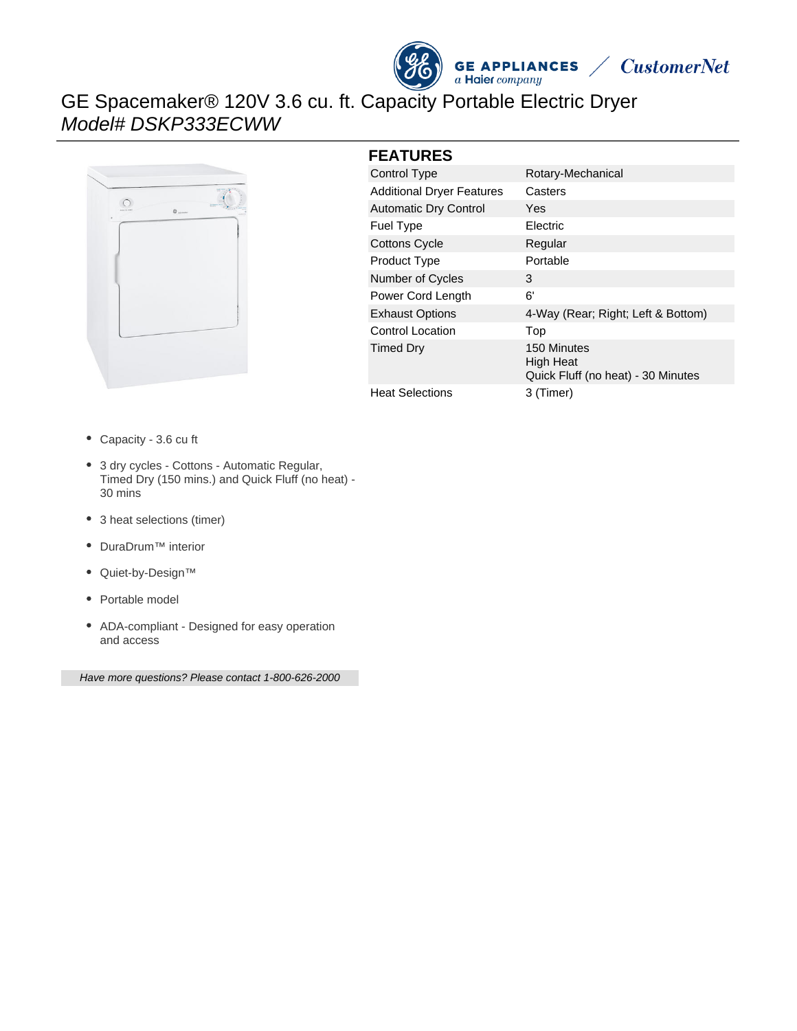# GE Spacemaker® 120V 3.6 cu. ft. Capacity Portable Electric Dryer

*Model# DSKP333ECWW*

## FEATURES

| | |
|---|---|
| Control Type | Rotary-Mechanical |
| Additional Dryer Features | Casters |
| Automatic Dry Control | Yes |
| Fuel Type | Electric |
| Cottons Cycle | Regular |
| Product Type | Portable |
| Number of Cycles | 3 |
| Power Cord Length | 6' |
| Exhaust Options | 4-Way (Rear; Right; Left & Bottom) |
| Control Location | Top |
| Timed Dry | 150 Minutes<br>High Heat<br>Quick Fluff (no heat) - 30 Minutes |
| Heat Selections | 3 (Timer) |

- Capacity - 3.6 cu ft
- 3 dry cycles - Cottons - Automatic Regular, Timed Dry (150 mins.) and Quick Fluff (no heat) - 30 mins
- 3 heat selections (timer)
- DuraDrum™ interior
- Quiet-by-Design™
- Portable model
- ADA-compliant - Designed for easy operation and access

*Have more questions? Please contact 1-800-626-2000*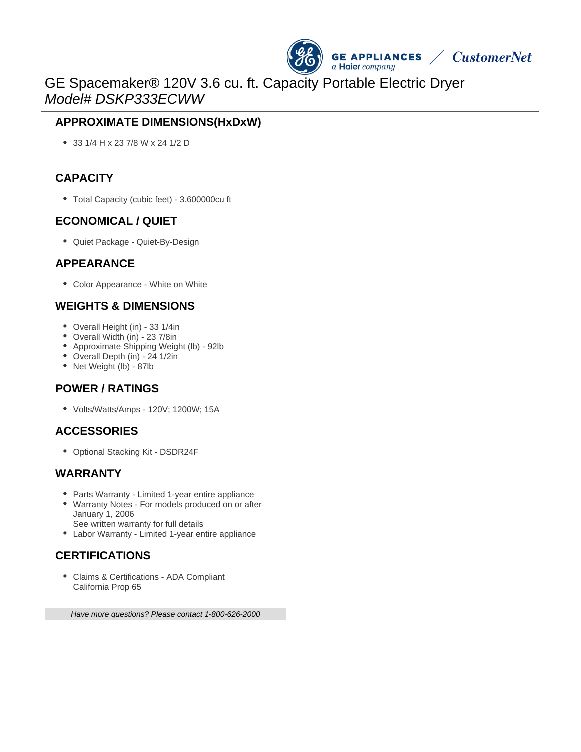GE APPLIANCES
a Haier company
CustomerNet

# GE Spacemaker® 120V 3.6 cu. ft. Capacity Portable Electric Dryer
*Model# DSKP333ECWW*

## APPROXIMATE DIMENSIONS(HxDxW)

- 33 1/4 H x 23 7/8 W x 24 1/2 D

## CAPACITY

- Total Capacity (cubic feet) - 3.600000cu ft

## ECONOMICAL / QUIET

- Quiet Package - Quiet-By-Design

## APPEARANCE

- Color Appearance - White on White

## WEIGHTS & DIMENSIONS

- Overall Height (in) - 33 1/4in
- Overall Width (in) - 23 7/8in
- Approximate Shipping Weight (lb) - 92lb
- Overall Depth (in) - 24 1/2in
- Net Weight (lb) - 87lb

## POWER / RATINGS

- Volts/Watts/Amps - 120V; 1200W; 15A

## ACCESSORIES

- Optional Stacking Kit - DSDR24F

## WARRANTY

- Parts Warranty - Limited 1-year entire appliance
- Warranty Notes - For models produced on or after January 1, 2006
  See written warranty for full details
- Labor Warranty - Limited 1-year entire appliance

## CERTIFICATIONS

- Claims & Certifications - ADA Compliant
  California Prop 65

*Have more questions? Please contact 1-800-626-2000*